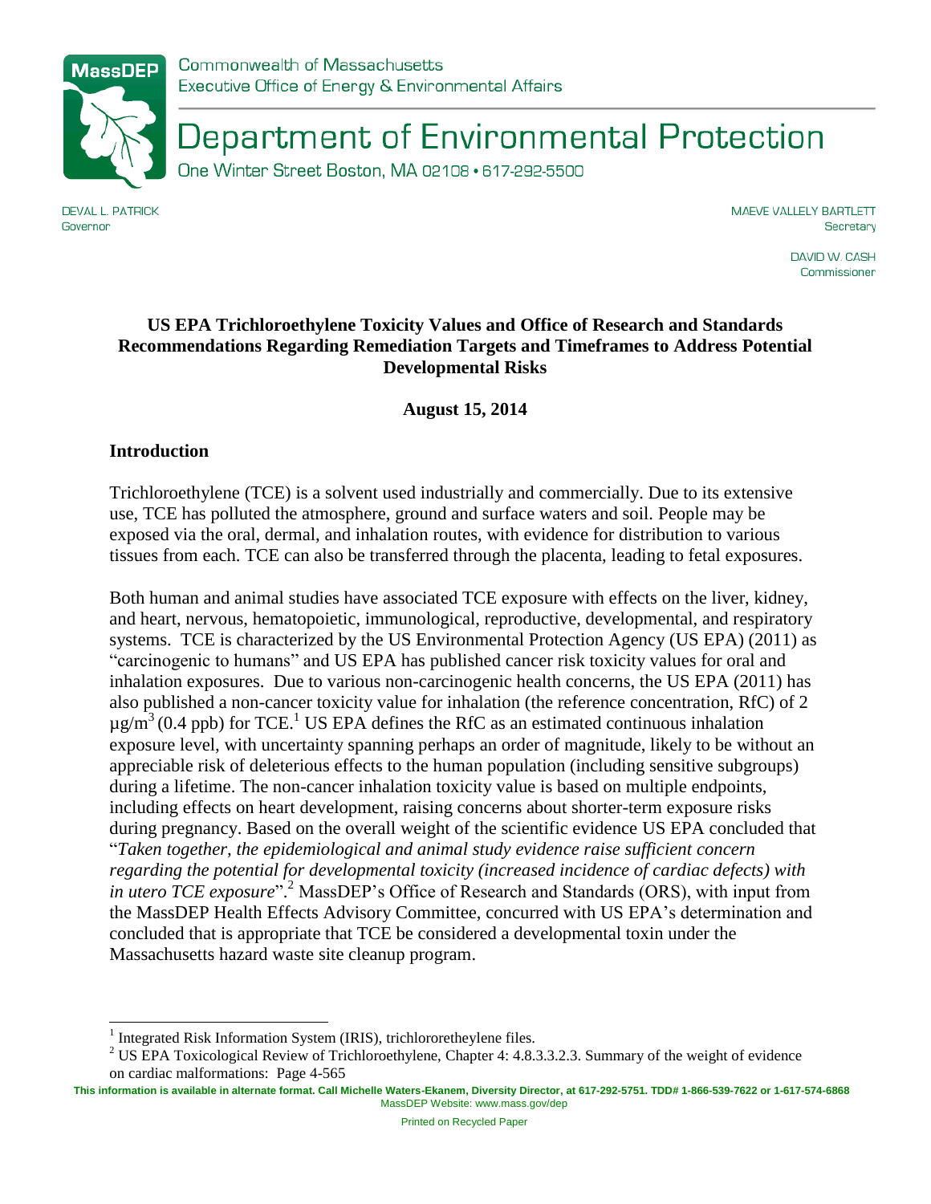Commonwealth of Massachusetts
Executive Office of Energy & Environmental Affairs

# Department of Environmental Protection

One Winter Street Boston, MA 02108 • 617-292-5500

DEVAL L. PATRICK
Governor

MAEVE VALLELY BARTLETT
Secretary

DAVID W. CASH
Commissioner

## US EPA Trichloroethylene Toxicity Values and Office of Research and Standards Recommendations Regarding Remediation Targets and Timeframes to Address Potential Developmental Risks

**August 15, 2014**

### Introduction

Trichloroethylene (TCE) is a solvent used industrially and commercially. Due to its extensive use, TCE has polluted the atmosphere, ground and surface waters and soil. People may be exposed via the oral, dermal, and inhalation routes, with evidence for distribution to various tissues from each. TCE can also be transferred through the placenta, leading to fetal exposures.

Both human and animal studies have associated TCE exposure with effects on the liver, kidney, and heart, nervous, hematopoietic, immunological, reproductive, developmental, and respiratory systems. TCE is characterized by the US Environmental Protection Agency (US EPA) (2011) as "carcinogenic to humans" and US EPA has published cancer risk toxicity values for oral and inhalation exposures. Due to various non-carcinogenic health concerns, the US EPA (2011) has also published a non-cancer toxicity value for inhalation (the reference concentration, RfC) of 2 $\mu g/m^3$ (0.4 ppb) for TCE.[1] US EPA defines the RfC as an estimated continuous inhalation exposure level, with uncertainty spanning perhaps an order of magnitude, likely to be without an appreciable risk of deleterious effects to the human population (including sensitive subgroups) during a lifetime. The non-cancer inhalation toxicity value is based on multiple endpoints, including effects on heart development, raising concerns about shorter-term exposure risks during pregnancy. Based on the overall weight of the scientific evidence US EPA concluded that "*Taken together, the epidemiological and animal study evidence raise sufficient concern regarding the potential for developmental toxicity (increased incidence of cardiac defects) with in utero TCE exposure*".[2] MassDEP's Office of Research and Standards (ORS), with input from the MassDEP Health Effects Advisory Committee, concurred with US EPA's determination and concluded that is appropriate that TCE be considered a developmental toxin under the Massachusetts hazard waste site cleanup program.

[1] Integrated Risk Information System (IRIS), trichlororetheylene files.

[2] US EPA Toxicological Review of Trichloroethylene, Chapter 4: 4.8.3.3.2.3. Summary of the weight of evidence on cardiac malformations: Page 4-565

This information is available in alternate format. Call Michelle Waters-Ekanem, Diversity Director, at 617-292-5751. TDD# 1-866-539-7622 or 1-617-574-6868
MassDEP Website: www.mass.gov/dep

Printed on Recycled Paper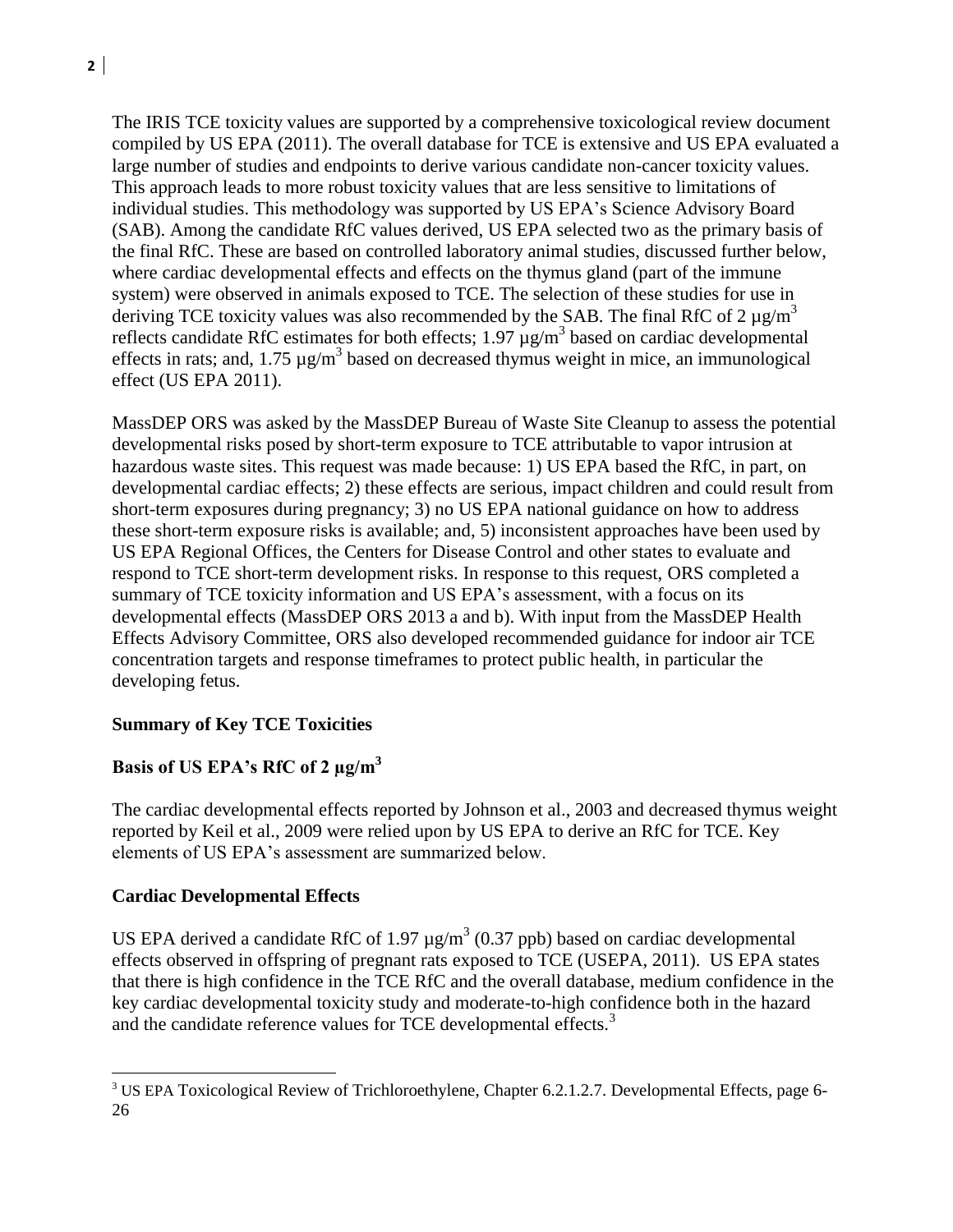The IRIS TCE toxicity values are supported by a comprehensive toxicological review document compiled by US EPA (2011). The overall database for TCE is extensive and US EPA evaluated a large number of studies and endpoints to derive various candidate non-cancer toxicity values. This approach leads to more robust toxicity values that are less sensitive to limitations of individual studies. This methodology was supported by US EPA's Science Advisory Board (SAB). Among the candidate RfC values derived, US EPA selected two as the primary basis of the final RfC. These are based on controlled laboratory animal studies, discussed further below, where cardiac developmental effects and effects on the thymus gland (part of the immune system) were observed in animals exposed to TCE. The selection of these studies for use in deriving TCE toxicity values was also recommended by the SAB. The final RfC of 2 $\mu g/m^3$ reflects candidate RfC estimates for both effects; 1.97 $\mu g/m^3$ based on cardiac developmental effects in rats; and, 1.75 $\mu g/m^3$ based on decreased thymus weight in mice, an immunological effect (US EPA 2011).

MassDEP ORS was asked by the MassDEP Bureau of Waste Site Cleanup to assess the potential developmental risks posed by short-term exposure to TCE attributable to vapor intrusion at hazardous waste sites. This request was made because: 1) US EPA based the RfC, in part, on developmental cardiac effects; 2) these effects are serious, impact children and could result from short-term exposures during pregnancy; 3) no US EPA national guidance on how to address these short-term exposure risks is available; and, 5) inconsistent approaches have been used by US EPA Regional Offices, the Centers for Disease Control and other states to evaluate and respond to TCE short-term development risks. In response to this request, ORS completed a summary of TCE toxicity information and US EPA's assessment, with a focus on its developmental effects (MassDEP ORS 2013 a and b). With input from the MassDEP Health Effects Advisory Committee, ORS also developed recommended guidance for indoor air TCE concentration targets and response timeframes to protect public health, in particular the developing fetus.

## Summary of Key TCE Toxicities

### Basis of US EPA's RfC of 2 $\mu g/m^3$

The cardiac developmental effects reported by Johnson et al., 2003 and decreased thymus weight reported by Keil et al., 2009 were relied upon by US EPA to derive an RfC for TCE. Key elements of US EPA's assessment are summarized below.

### Cardiac Developmental Effects

US EPA derived a candidate RfC of 1.97 $\mu g/m^3$ (0.37 ppb) based on cardiac developmental effects observed in offspring of pregnant rats exposed to TCE (USEPA, 2011). US EPA states that there is high confidence in the TCE RfC and the overall database, medium confidence in the key cardiac developmental toxicity study and moderate-to-high confidence both in the hazard and the candidate reference values for TCE developmental effects.[3]

---

[3] US EPA Toxicological Review of Trichloroethylene, Chapter 6.2.1.2.7. Developmental Effects, page 6-26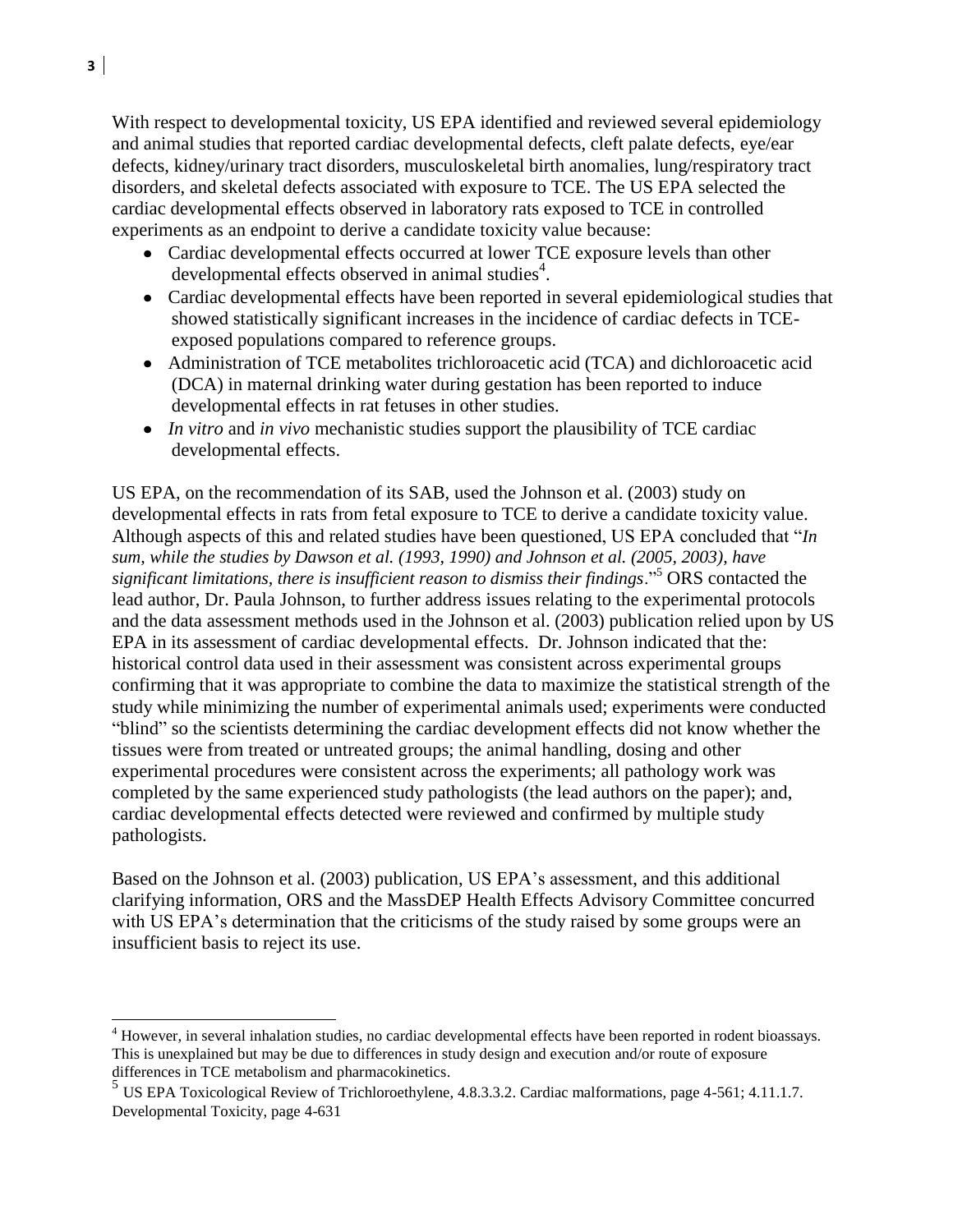With respect to developmental toxicity, US EPA identified and reviewed several epidemiology and animal studies that reported cardiac developmental defects, cleft palate defects, eye/ear defects, kidney/urinary tract disorders, musculoskeletal birth anomalies, lung/respiratory tract disorders, and skeletal defects associated with exposure to TCE. The US EPA selected the cardiac developmental effects observed in laboratory rats exposed to TCE in controlled experiments as an endpoint to derive a candidate toxicity value because:

- Cardiac developmental effects occurred at lower TCE exposure levels than other developmental effects observed in animal studies[4].
- Cardiac developmental effects have been reported in several epidemiological studies that showed statistically significant increases in the incidence of cardiac defects in TCE-exposed populations compared to reference groups.
- Administration of TCE metabolites trichloroacetic acid (TCA) and dichloroacetic acid (DCA) in maternal drinking water during gestation has been reported to induce developmental effects in rat fetuses in other studies.
- *In vitro* and *in vivo* mechanistic studies support the plausibility of TCE cardiac developmental effects.

US EPA, on the recommendation of its SAB, used the Johnson et al. (2003) study on developmental effects in rats from fetal exposure to TCE to derive a candidate toxicity value. Although aspects of this and related studies have been questioned, US EPA concluded that "*In sum, while the studies by Dawson et al. (1993, 1990) and Johnson et al. (2005, 2003), have significant limitations, there is insufficient reason to dismiss their findings*."[5] ORS contacted the lead author, Dr. Paula Johnson, to further address issues relating to the experimental protocols and the data assessment methods used in the Johnson et al. (2003) publication relied upon by US EPA in its assessment of cardiac developmental effects. Dr. Johnson indicated that the: historical control data used in their assessment was consistent across experimental groups confirming that it was appropriate to combine the data to maximize the statistical strength of the study while minimizing the number of experimental animals used; experiments were conducted "blind" so the scientists determining the cardiac development effects did not know whether the tissues were from treated or untreated groups; the animal handling, dosing and other experimental procedures were consistent across the experiments; all pathology work was completed by the same experienced study pathologists (the lead authors on the paper); and, cardiac developmental effects detected were reviewed and confirmed by multiple study pathologists.

Based on the Johnson et al. (2003) publication, US EPA's assessment, and this additional clarifying information, ORS and the MassDEP Health Effects Advisory Committee concurred with US EPA's determination that the criticisms of the study raised by some groups were an insufficient basis to reject its use.

---

[4] However, in several inhalation studies, no cardiac developmental effects have been reported in rodent bioassays. This is unexplained but may be due to differences in study design and execution and/or route of exposure differences in TCE metabolism and pharmacokinetics.

[5] US EPA Toxicological Review of Trichloroethylene, 4.8.3.3.2. Cardiac malformations, page 4-561; 4.11.1.7. Developmental Toxicity, page 4-631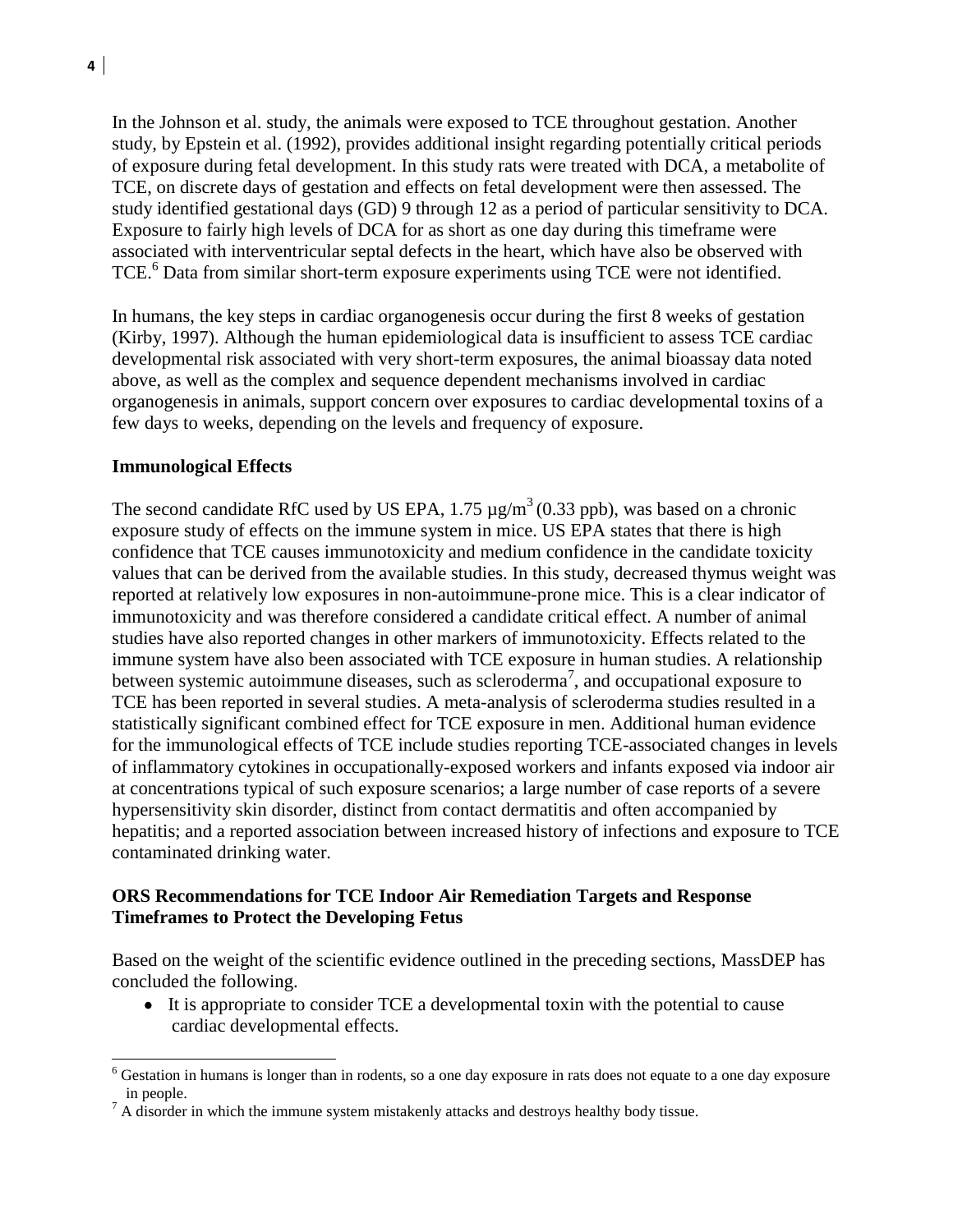In the Johnson et al. study, the animals were exposed to TCE throughout gestation. Another study, by Epstein et al. (1992), provides additional insight regarding potentially critical periods of exposure during fetal development. In this study rats were treated with DCA, a metabolite of TCE, on discrete days of gestation and effects on fetal development were then assessed. The study identified gestational days (GD) 9 through 12 as a period of particular sensitivity to DCA. Exposure to fairly high levels of DCA for as short as one day during this timeframe were associated with interventricular septal defects in the heart, which have also be observed with TCE.[6] Data from similar short-term exposure experiments using TCE were not identified.

In humans, the key steps in cardiac organogenesis occur during the first 8 weeks of gestation (Kirby, 1997). Although the human epidemiological data is insufficient to assess TCE cardiac developmental risk associated with very short-term exposures, the animal bioassay data noted above, as well as the complex and sequence dependent mechanisms involved in cardiac organogenesis in animals, support concern over exposures to cardiac developmental toxins of a few days to weeks, depending on the levels and frequency of exposure.

**Immunological Effects**

The second candidate RfC used by US EPA, 1.75 $\mu g/m^3$ (0.33 ppb), was based on a chronic exposure study of effects on the immune system in mice. US EPA states that there is high confidence that TCE causes immunotoxicity and medium confidence in the candidate toxicity values that can be derived from the available studies. In this study, decreased thymus weight was reported at relatively low exposures in non-autoimmune-prone mice. This is a clear indicator of immunotoxicity and was therefore considered a candidate critical effect. A number of animal studies have also reported changes in other markers of immunotoxicity. Effects related to the immune system have also been associated with TCE exposure in human studies. A relationship between systemic autoimmune diseases, such as scleroderma[7], and occupational exposure to TCE has been reported in several studies. A meta-analysis of scleroderma studies resulted in a statistically significant combined effect for TCE exposure in men. Additional human evidence for the immunological effects of TCE include studies reporting TCE-associated changes in levels of inflammatory cytokines in occupationally-exposed workers and infants exposed via indoor air at concentrations typical of such exposure scenarios; a large number of case reports of a severe hypersensitivity skin disorder, distinct from contact dermatitis and often accompanied by hepatitis; and a reported association between increased history of infections and exposure to TCE contaminated drinking water.

**ORS Recommendations for TCE Indoor Air Remediation Targets and Response Timeframes to Protect the Developing Fetus**

Based on the weight of the scientific evidence outlined in the preceding sections, MassDEP has concluded the following.

- It is appropriate to consider TCE a developmental toxin with the potential to cause cardiac developmental effects.

[6] Gestation in humans is longer than in rodents, so a one day exposure in rats does not equate to a one day exposure in people.

[7] A disorder in which the immune system mistakenly attacks and destroys healthy body tissue.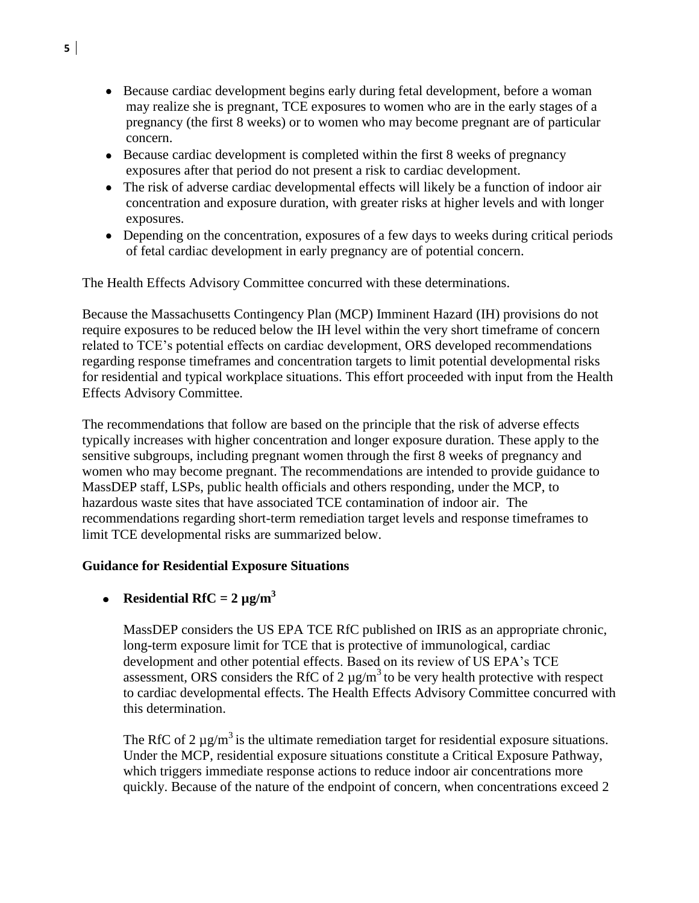- Because cardiac development begins early during fetal development, before a woman may realize she is pregnant, TCE exposures to women who are in the early stages of a pregnancy (the first 8 weeks) or to women who may become pregnant are of particular concern.
- Because cardiac development is completed within the first 8 weeks of pregnancy exposures after that period do not present a risk to cardiac development.
- The risk of adverse cardiac developmental effects will likely be a function of indoor air concentration and exposure duration, with greater risks at higher levels and with longer exposures.
- Depending on the concentration, exposures of a few days to weeks during critical periods of fetal cardiac development in early pregnancy are of potential concern.

The Health Effects Advisory Committee concurred with these determinations.

Because the Massachusetts Contingency Plan (MCP) Imminent Hazard (IH) provisions do not require exposures to be reduced below the IH level within the very short timeframe of concern related to TCE's potential effects on cardiac development, ORS developed recommendations regarding response timeframes and concentration targets to limit potential developmental risks for residential and typical workplace situations. This effort proceeded with input from the Health Effects Advisory Committee.

The recommendations that follow are based on the principle that the risk of adverse effects typically increases with higher concentration and longer exposure duration. These apply to the sensitive subgroups, including pregnant women through the first 8 weeks of pregnancy and women who may become pregnant. The recommendations are intended to provide guidance to MassDEP staff, LSPs, public health officials and others responding, under the MCP, to hazardous waste sites that have associated TCE contamination of indoor air. The recommendations regarding short-term remediation target levels and response timeframes to limit TCE developmental risks are summarized below.

**Guidance for Residential Exposure Situations**

- **Residential RfC = 2 µg/m$^3$**

  MassDEP considers the US EPA TCE RfC published on IRIS as an appropriate chronic, long-term exposure limit for TCE that is protective of immunological, cardiac development and other potential effects. Based on its review of US EPA's TCE assessment, ORS considers the RfC of 2 µg/m$^3$ to be very health protective with respect to cardiac developmental effects. The Health Effects Advisory Committee concurred with this determination.

  The RfC of 2 µg/m$^3$ is the ultimate remediation target for residential exposure situations. Under the MCP, residential exposure situations constitute a Critical Exposure Pathway, which triggers immediate response actions to reduce indoor air concentrations more quickly. Because of the nature of the endpoint of concern, when concentrations exceed 2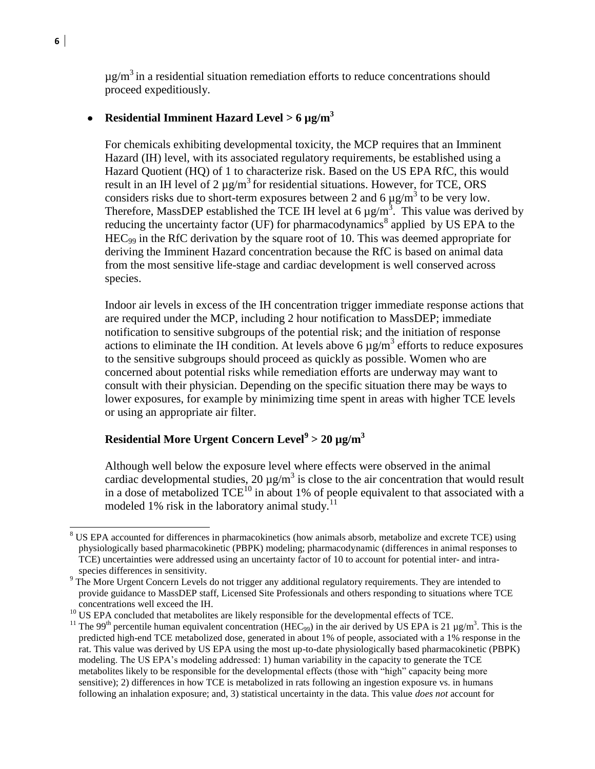$\mu g/m^3$ in a residential situation remediation efforts to reduce concentrations should proceed expeditiously.

- **Residential Imminent Hazard Level > 6 $\mu g/m^3$**

  For chemicals exhibiting developmental toxicity, the MCP requires that an Imminent Hazard (IH) level, with its associated regulatory requirements, be established using a Hazard Quotient (HQ) of 1 to characterize risk. Based on the US EPA RfC, this would result in an IH level of 2 $\mu g/m^3$ for residential situations. However, for TCE, ORS considers risks due to short-term exposures between 2 and 6 $\mu g/m^3$ to be very low. Therefore, MassDEP established the TCE IH level at 6 $\mu g/m^3$. This value was derived by reducing the uncertainty factor (UF) for pharmacodynamics[8] applied by US EPA to the $HEC_{99}$ in the RfC derivation by the square root of 10. This was deemed appropriate for deriving the Imminent Hazard concentration because the RfC is based on animal data from the most sensitive life-stage and cardiac development is well conserved across species.

  Indoor air levels in excess of the IH concentration trigger immediate response actions that are required under the MCP, including 2 hour notification to MassDEP; immediate notification to sensitive subgroups of the potential risk; and the initiation of response actions to eliminate the IH condition. At levels above 6 $\mu g/m^3$ efforts to reduce exposures to the sensitive subgroups should proceed as quickly as possible. Women who are concerned about potential risks while remediation efforts are underway may want to consult with their physician. Depending on the specific situation there may be ways to lower exposures, for example by minimizing time spent in areas with higher TCE levels or using an appropriate air filter.

**Residential More Urgent Concern Level[9] > 20 $\mu g/m^3$**

Although well below the exposure level where effects were observed in the animal cardiac developmental studies, 20 $\mu g/m^3$ is close to the air concentration that would result in a dose of metabolized TCE[10] in about 1% of people equivalent to that associated with a modeled 1% risk in the laboratory animal study.[11]

---

[8] US EPA accounted for differences in pharmacokinetics (how animals absorb, metabolize and excrete TCE) using physiologically based pharmacokinetic (PBPK) modeling; pharmacodynamic (differences in animal responses to TCE) uncertainties were addressed using an uncertainty factor of 10 to account for potential inter- and intra-species differences in sensitivity.

[9] The More Urgent Concern Levels do not trigger any additional regulatory requirements. They are intended to provide guidance to MassDEP staff, Licensed Site Professionals and others responding to situations where TCE concentrations well exceed the IH.

[10] US EPA concluded that metabolites are likely responsible for the developmental effects of TCE.

[11] The 99[th] percentile human equivalent concentration ($HEC_{99}$) in the air derived by US EPA is 21 $\mu g/m^3$. This is the predicted high-end TCE metabolized dose, generated in about 1% of people, associated with a 1% response in the rat. This value was derived by US EPA using the most up-to-date physiologically based pharmacokinetic (PBPK) modeling. The US EPA's modeling addressed: 1) human variability in the capacity to generate the TCE metabolites likely to be responsible for the developmental effects (those with "high" capacity being more sensitive); 2) differences in how TCE is metabolized in rats following an ingestion exposure vs. in humans following an inhalation exposure; and, 3) statistical uncertainty in the data. This value *does not* account for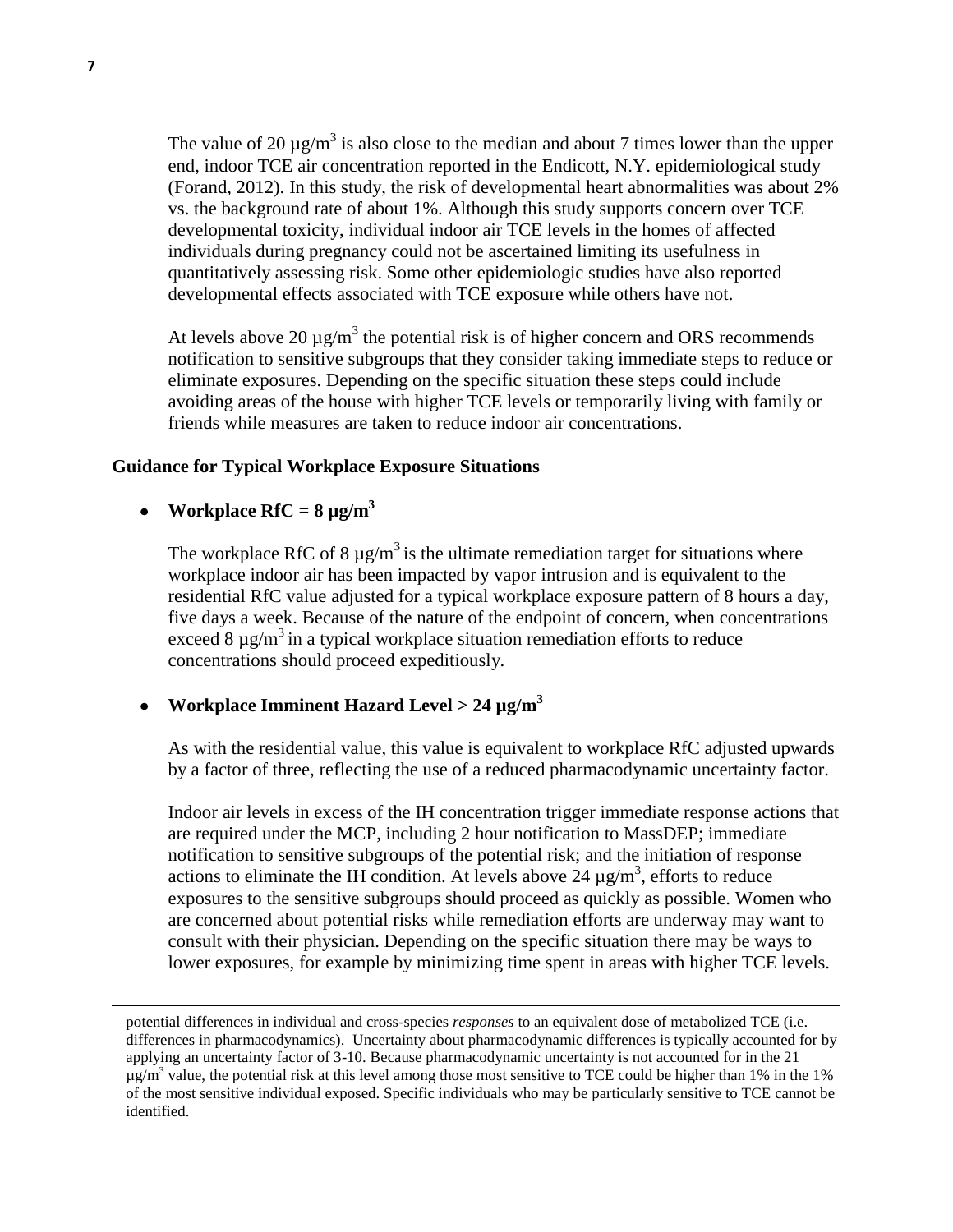The value of 20 μg/m$^3$ is also close to the median and about 7 times lower than the upper end, indoor TCE air concentration reported in the Endicott, N.Y. epidemiological study (Forand, 2012). In this study, the risk of developmental heart abnormalities was about 2% vs. the background rate of about 1%. Although this study supports concern over TCE developmental toxicity, individual indoor air TCE levels in the homes of affected individuals during pregnancy could not be ascertained limiting its usefulness in quantitatively assessing risk. Some other epidemiologic studies have also reported developmental effects associated with TCE exposure while others have not.

At levels above 20 μg/m$^3$ the potential risk is of higher concern and ORS recommends notification to sensitive subgroups that they consider taking immediate steps to reduce or eliminate exposures. Depending on the specific situation these steps could include avoiding areas of the house with higher TCE levels or temporarily living with family or friends while measures are taken to reduce indoor air concentrations.

**Guidance for Typical Workplace Exposure Situations**

- **Workplace RfC = 8 μg/m$^3$**

  The workplace RfC of 8 μg/m$^3$ is the ultimate remediation target for situations where workplace indoor air has been impacted by vapor intrusion and is equivalent to the residential RfC value adjusted for a typical workplace exposure pattern of 8 hours a day, five days a week. Because of the nature of the endpoint of concern, when concentrations exceed 8 μg/m$^3$ in a typical workplace situation remediation efforts to reduce concentrations should proceed expeditiously.

- **Workplace Imminent Hazard Level > 24 μg/m$^3$**

  As with the residential value, this value is equivalent to workplace RfC adjusted upwards by a factor of three, reflecting the use of a reduced pharmacodynamic uncertainty factor.

  Indoor air levels in excess of the IH concentration trigger immediate response actions that are required under the MCP, including 2 hour notification to MassDEP; immediate notification to sensitive subgroups of the potential risk; and the initiation of response actions to eliminate the IH condition. At levels above 24 μg/m$^3$, efforts to reduce exposures to the sensitive subgroups should proceed as quickly as possible. Women who are concerned about potential risks while remediation efforts are underway may want to consult with their physician. Depending on the specific situation there may be ways to lower exposures, for example by minimizing time spent in areas with higher TCE levels.

---

potential differences in individual and cross-species *responses* to an equivalent dose of metabolized TCE (i.e. differences in pharmacodynamics). Uncertainty about pharmacodynamic differences is typically accounted for by applying an uncertainty factor of 3-10. Because pharmacodynamic uncertainty is not accounted for in the 21 μg/m$^3$ value, the potential risk at this level among those most sensitive to TCE could be higher than 1% in the 1% of the most sensitive individual exposed. Specific individuals who may be particularly sensitive to TCE cannot be identified.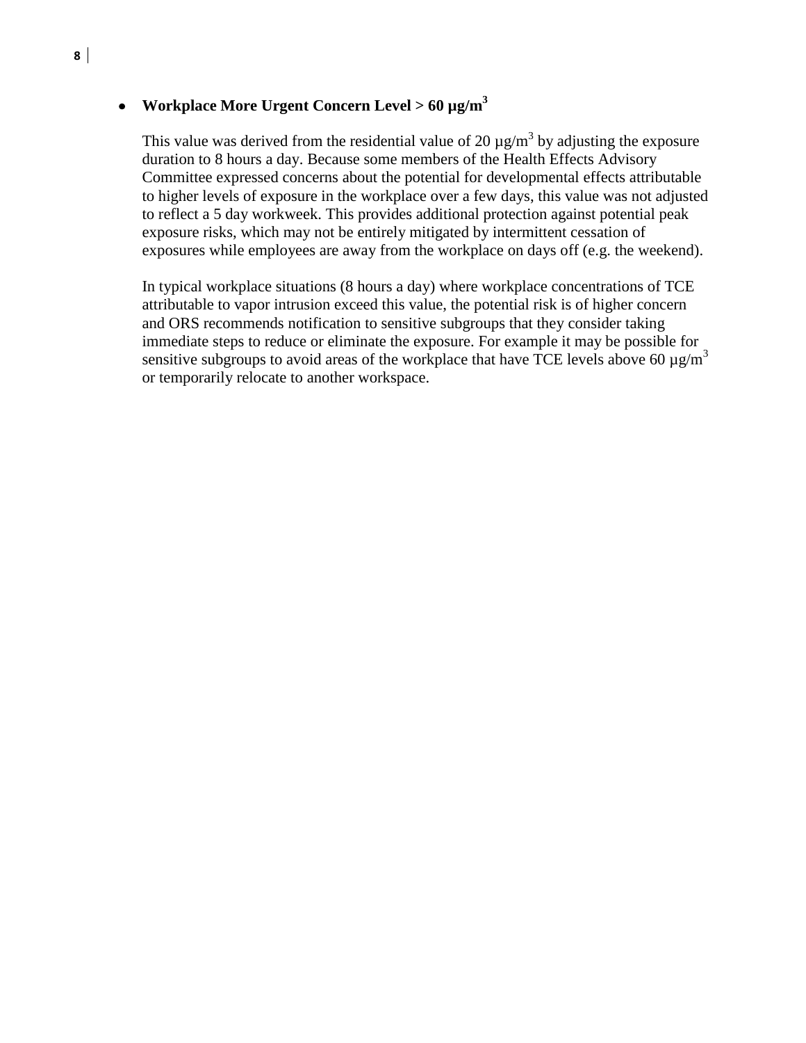- **Workplace More Urgent Concern Level > 60 µg/m$^3$**

  This value was derived from the residential value of 20 µg/m$^3$ by adjusting the exposure duration to 8 hours a day. Because some members of the Health Effects Advisory Committee expressed concerns about the potential for developmental effects attributable to higher levels of exposure in the workplace over a few days, this value was not adjusted to reflect a 5 day workweek. This provides additional protection against potential peak exposure risks, which may not be entirely mitigated by intermittent cessation of exposures while employees are away from the workplace on days off (e.g. the weekend).

  In typical workplace situations (8 hours a day) where workplace concentrations of TCE attributable to vapor intrusion exceed this value, the potential risk is of higher concern and ORS recommends notification to sensitive subgroups that they consider taking immediate steps to reduce or eliminate the exposure. For example it may be possible for sensitive subgroups to avoid areas of the workplace that have TCE levels above 60 µg/m$^3$ or temporarily relocate to another workspace.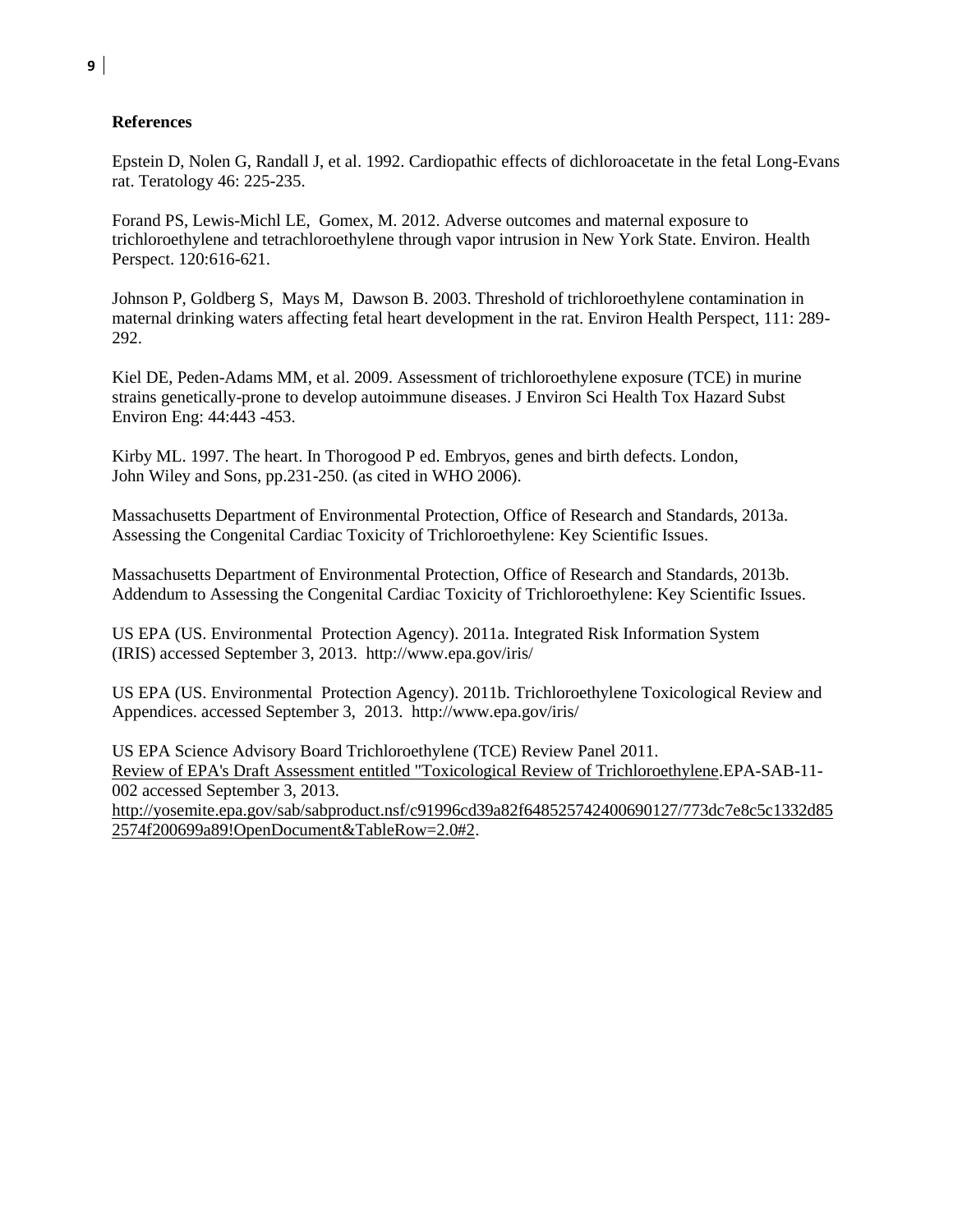## References

Epstein D, Nolen G, Randall J, et al. 1992. Cardiopathic effects of dichloroacetate in the fetal Long-Evans rat. Teratology 46: 225-235.

Forand PS, Lewis-Michl LE, Gomex, M. 2012. Adverse outcomes and maternal exposure to trichloroethylene and tetrachloroethylene through vapor intrusion in New York State. Environ. Health Perspect. 120:616-621.

Johnson P, Goldberg S, Mays M, Dawson B. 2003. Threshold of trichloroethylene contamination in maternal drinking waters affecting fetal heart development in the rat. Environ Health Perspect, 111: 289-292.

Kiel DE, Peden-Adams MM, et al. 2009. Assessment of trichloroethylene exposure (TCE) in murine strains genetically-prone to develop autoimmune diseases. J Environ Sci Health Tox Hazard Subst Environ Eng: 44:443 -453.

Kirby ML. 1997. The heart. In Thorogood P ed. Embryos, genes and birth defects. London, John Wiley and Sons, pp.231-250. (as cited in WHO 2006).

Massachusetts Department of Environmental Protection, Office of Research and Standards, 2013a. Assessing the Congenital Cardiac Toxicity of Trichloroethylene: Key Scientific Issues.

Massachusetts Department of Environmental Protection, Office of Research and Standards, 2013b. Addendum to Assessing the Congenital Cardiac Toxicity of Trichloroethylene: Key Scientific Issues.

US EPA (US. Environmental Protection Agency). 2011a. Integrated Risk Information System (IRIS) accessed September 3, 2013. http://www.epa.gov/iris/

US EPA (US. Environmental Protection Agency). 2011b. Trichloroethylene Toxicological Review and Appendices. accessed September 3, 2013. http://www.epa.gov/iris/

US EPA Science Advisory Board Trichloroethylene (TCE) Review Panel 2011. Review of EPA's Draft Assessment entitled "Toxicological Review of Trichloroethylene.EPA-SAB-11-002 accessed September 3, 2013. http://yosemite.epa.gov/sab/sabproduct.nsf/c91996cd39a82f648525742400690127/773dc7e8c5c1332d852574f200699a89!OpenDocument&TableRow=2.0#2.